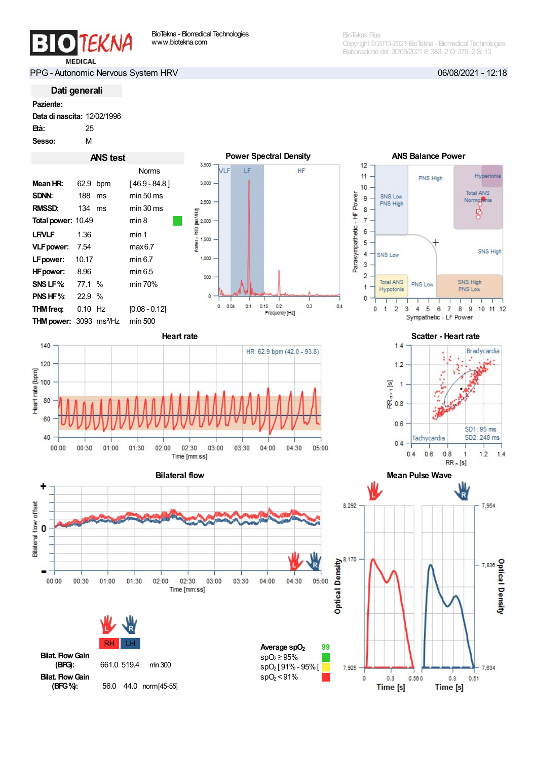BioTekna - Biomedical Technologies
www.biotekna.com

BioTekna Plus
Copyright © 2013-2021 BioTekna - Biomedical Technologies
Elaborazione del: 30/09/2021 E: 383, 2 O: 379, 2 S: 13

PPG - Autonomic Nervous System HRV — 06/08/2021 - 12:18

## Dati generali

**Paziente:**
**Data di nascita:** 12/02/1996
**Età:** 25
**Sesso:** M

## ANS test

| | | | Norms |
|---|---|---|---|
| **Mean HR:** | 62.9 | bpm | [ 46.9 - 84.8 ] |
| **SDNN:** | 188 | ms | min 50 ms |
| **RMSSD:** | 134 | ms | min 30 ms |
| **Total power:** | 10.49 | | min 8 |
| **LF/VLF** | 1.36 | | min 1 |
| **VLF power:** | 7.54 | | max 6.7 |
| **LF power:** | 10.17 | | min 6.7 |
| **HF power:** | 8.96 | | min 6.5 |
| **SNS LF %:** | 77.1 | % | min 70% |
| **PNS HF %:** | 22.9 | % | |
| **THM freq:** | 0.10 | Hz | [0.08 - 0.12] |
| **THM power:** | 3093 | ms²/Hz | min 500 |

### Power Spectral Density

### ANS Balance Power

### Heart rate

HR: 62.9 bpm (42.0 - 93.8)

### Scatter - Heart rate

SD1: 95 ms
SD2: 248 ms

### Bilateral flow

### Mean Pulse Wave

| | RH | LH | |
|---|---|---|---|
| **Bilat. Flow Gain (BFG):** | 661.0 | 519.4 | min 300 |
| **Bilat. Flow Gain (BFG %):** | 56.0 | 44.0 | norm [45-55] |

**Average $spO_2$** 99
$spO_2 \geq 95\%$
$spO_2$ [ 91% - 95% [
$spO_2 < 91\%$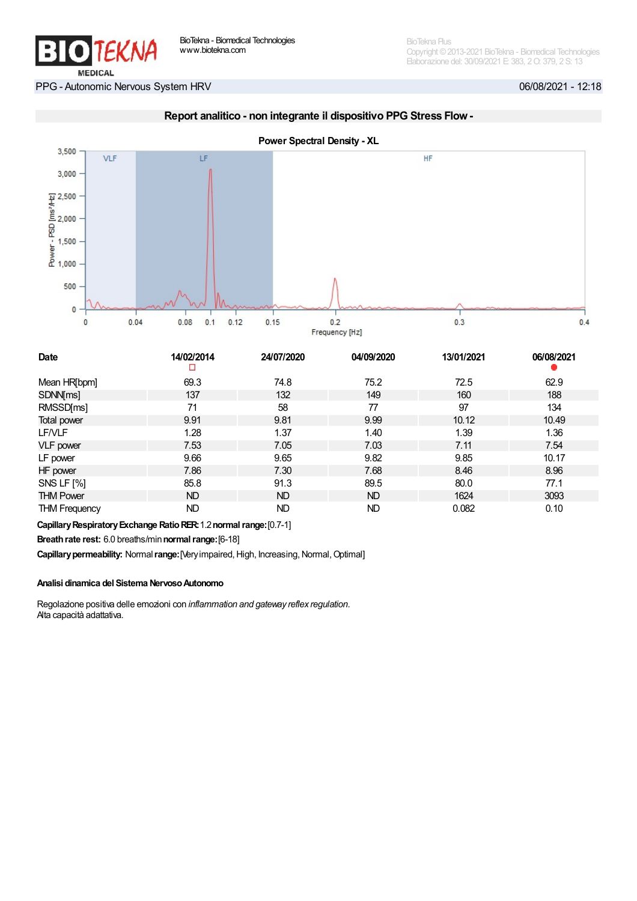BIOTEKNA MEDICAL

BioTekna - Biomedical Technologies
www.biotekna.com

BioTekna Plus
Copyright © 2013-2021 BioTekna - Biomedical Technologies
Elaborazione del: 30/09/2021 E: 383, 2 O: 379, 2 S: 13

PPG - Autonomic Nervous System HRV 06/08/2021 - 12:18

## Report analitico - non integrante il dispositivo PPG Stress Flow -

Power Spectral Density - XL

VLF
LF
HF

3,500
3,000
2,500
2,000
1,500
1,000
500
0

Power - PSD [ms²/Hz]

0
0.04
0.08
0.1
0.12
0.15
0.2
0.3
0.4

Frequency [Hz]

| Date | 14/02/2014 | 24/07/2020 | 04/09/2020 | 13/01/2021 | 06/08/2021 |
|---|---|---|---|---|---|
| Mean HR[bpm] | 69.3 | 74.8 | 75.2 | 72.5 | 62.9 |
| SDNN[ms] | 137 | 132 | 149 | 160 | 188 |
| RMSSD[ms] | 71 | 58 | 77 | 97 | 134 |
| Total power | 9.91 | 9.81 | 9.99 | 10.12 | 10.49 |
| LF/VLF | 1.28 | 1.37 | 1.40 | 1.39 | 1.36 |
| VLF power | 7.53 | 7.05 | 7.03 | 7.11 | 7.54 |
| LF power | 9.66 | 9.65 | 9.82 | 9.85 | 10.17 |
| HF power | 7.86 | 7.30 | 7.68 | 8.46 | 8.96 |
| SNS LF [%] | 85.8 | 91.3 | 89.5 | 80.0 | 77.1 |
| THM Power | ND | ND | ND | 1624 | 3093 |
| THM Frequency | ND | ND | ND | 0.082 | 0.10 |

**Capillary Respiratory Exchange Ratio RER:** 1.2 **normal range:** [0.7-1]

**Breath rate rest:** 6.0 breaths/min **normal range:** [6-18]

**Capillary permeability:** Normal **range:** [Very impaired, High, Increasing, Normal, Optimal]

#### Analisi dinamica del Sistema Nervoso Autonomo

Regolazione positiva delle emozioni con *inflammation and gateway reflex regulation.*
Alta capacità adattativa.